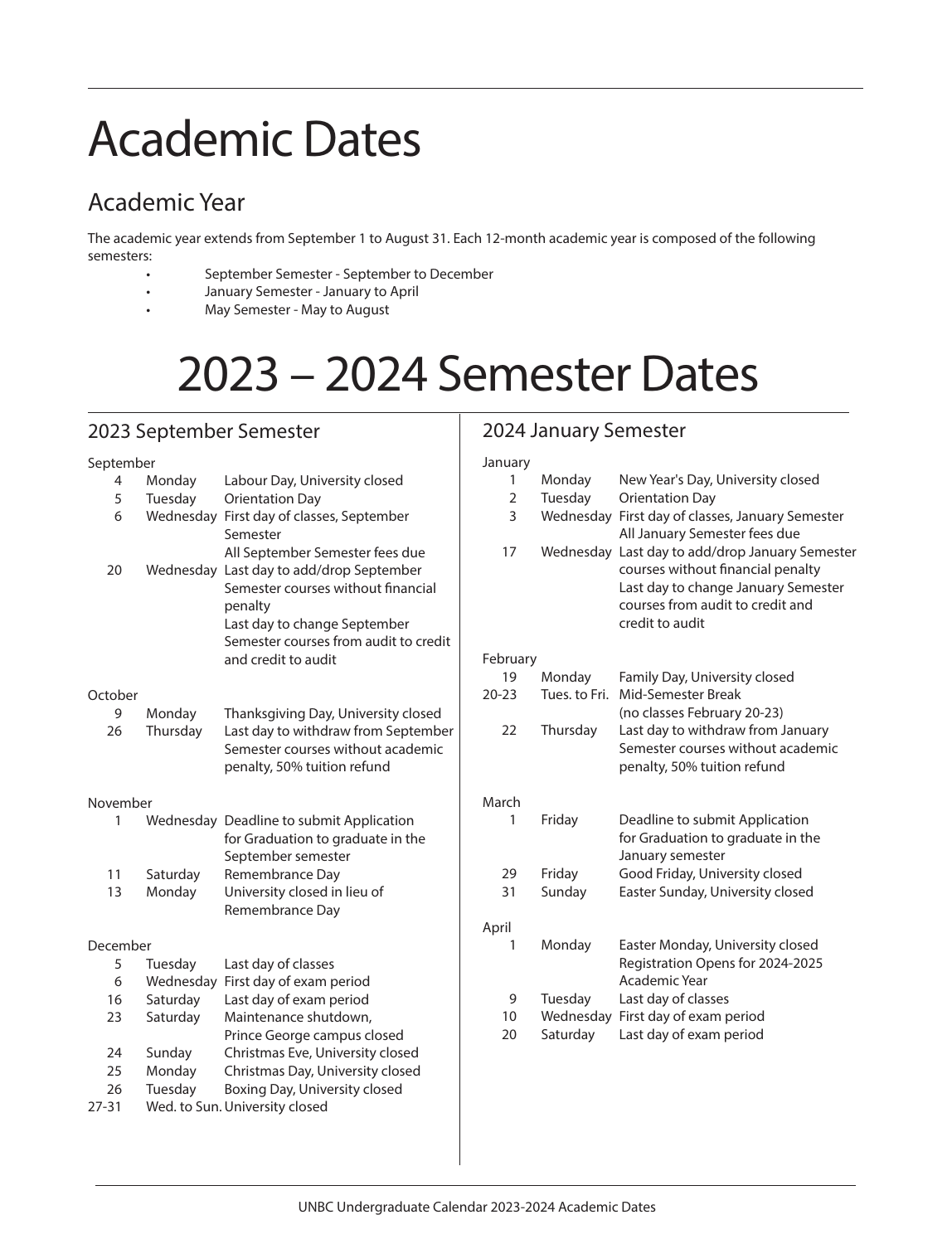# Academic Dates

## Academic Year

The academic year extends from September 1 to August 31. Each 12-month academic year is composed of the following semesters:

- September Semester - September to December
- January Semester - January to April
- May Semester - May to August

# 2023 – 2024 Semester Dates

## 2023 September Semester

**September**

| Date | Day | Event |
|---|---|---|
| 4 | Monday | Labour Day, University closed |
| 5 | Tuesday | Orientation Day |
| 6 | Wednesday | First day of classes, September Semester<br>All September Semester fees due |
| 20 | Wednesday | Last day to add/drop September Semester courses without financial penalty<br>Last day to change September Semester courses from audit to credit and credit to audit |

**October**

| Date | Day | Event |
|---|---|---|
| 9 | Monday | Thanksgiving Day, University closed |
| 26 | Thursday | Last day to withdraw from September Semester courses without academic penalty, 50% tuition refund |

**November**

| Date | Day | Event |
|---|---|---|
| 1 | Wednesday | Deadline to submit Application for Graduation to graduate in the September semester |
| 11 | Saturday | Remembrance Day |
| 13 | Monday | University closed in lieu of Remembrance Day |

**December**

| Date | Day | Event |
|---|---|---|
| 5 | Tuesday | Last day of classes |
| 6 | Wednesday | First day of exam period |
| 16 | Saturday | Last day of exam period |
| 23 | Saturday | Maintenance shutdown, Prince George campus closed |
| 24 | Sunday | Christmas Eve, University closed |
| 25 | Monday | Christmas Day, University closed |
| 26 | Tuesday | Boxing Day, University closed |
| 27-31 | Wed. to Sun. | University closed |

## 2024 January Semester

**January**

| Date | Day | Event |
|---|---|---|
| 1 | Monday | New Year's Day, University closed |
| 2 | Tuesday | Orientation Day |
| 3 | Wednesday | First day of classes, January Semester<br>All January Semester fees due |
| 17 | Wednesday | Last day to add/drop January Semester courses without financial penalty<br>Last day to change January Semester courses from audit to credit and credit to audit |

**February**

| Date | Day | Event |
|---|---|---|
| 19 | Monday | Family Day, University closed |
| 20-23 | Tues. to Fri. | Mid-Semester Break<br>(no classes February 20-23) |
| 22 | Thursday | Last day to withdraw from January Semester courses without academic penalty, 50% tuition refund |

**March**

| Date | Day | Event |
|---|---|---|
| 1 | Friday | Deadline to submit Application for Graduation to graduate in the January semester |
| 29 | Friday | Good Friday, University closed |
| 31 | Sunday | Easter Sunday, University closed |

**April**

| Date | Day | Event |
|---|---|---|
| 1 | Monday | Easter Monday, University closed<br>Registration Opens for 2024-2025 Academic Year |
| 9 | Tuesday | Last day of classes |
| 10 | Wednesday | First day of exam period |
| 20 | Saturday | Last day of exam period |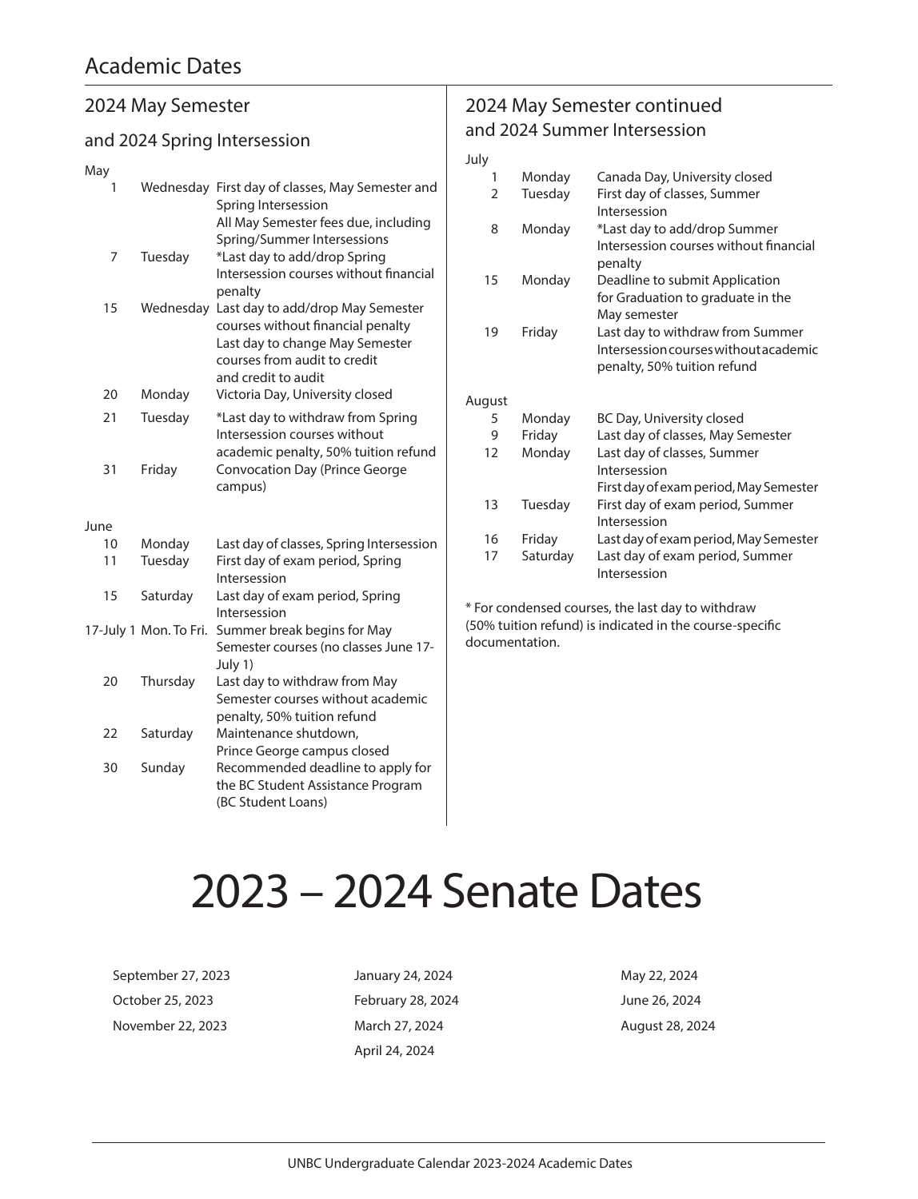# Academic Dates

## 2024 May Semester

### and 2024 Spring Intersession

**May**

| | | |
|---|---|---|
| 1 | Wednesday | First day of classes, May Semester and Spring Intersession<br>All May Semester fees due, including Spring/Summer Intersessions |
| 7 | Tuesday | *Last day to add/drop Spring Intersession courses without financial penalty |
| 15 | Wednesday | Last day to add/drop May Semester courses without financial penalty<br>Last day to change May Semester courses from audit to credit and credit to audit |
| 20 | Monday | Victoria Day, University closed |
| 21 | Tuesday | *Last day to withdraw from Spring Intersession courses without academic penalty, 50% tuition refund |
| 31 | Friday | Convocation Day (Prince George campus) |

**June**

| | | |
|---|---|---|
| 10 | Monday | Last day of classes, Spring Intersession |
| 11 | Tuesday | First day of exam period, Spring Intersession |
| 15 | Saturday | Last day of exam period, Spring Intersession |
| 17-July 1 | Mon. To Fri. | Summer break begins for May Semester courses (no classes June 17-July 1) |
| 20 | Thursday | Last day to withdraw from May Semester courses without academic penalty, 50% tuition refund |
| 22 | Saturday | Maintenance shutdown, Prince George campus closed |
| 30 | Sunday | Recommended deadline to apply for the BC Student Assistance Program (BC Student Loans) |

## 2024 May Semester continued and 2024 Summer Intersession

**July**

| | | |
|---|---|---|
| 1 | Monday | Canada Day, University closed |
| 2 | Tuesday | First day of classes, Summer Intersession |
| 8 | Monday | *Last day to add/drop Summer Intersession courses without financial penalty |
| 15 | Monday | Deadline to submit Application for Graduation to graduate in the May semester |
| 19 | Friday | Last day to withdraw from Summer Intersession courses without academic penalty, 50% tuition refund |

**August**

| | | |
|---|---|---|
| 5 | Monday | BC Day, University closed |
| 9 | Friday | Last day of classes, May Semester |
| 12 | Monday | Last day of classes, Summer Intersession<br>First day of exam period, May Semester |
| 13 | Tuesday | First day of exam period, Summer Intersession |
| 16 | Friday | Last day of exam period, May Semester |
| 17 | Saturday | Last day of exam period, Summer Intersession |

* For condensed courses, the last day to withdraw (50% tuition refund) is indicated in the course-specific documentation.

# 2023 – 2024 Senate Dates

September 27, 2023
October 25, 2023
November 22, 2023
January 24, 2024
February 28, 2024
March 27, 2024
April 24, 2024
May 22, 2024
June 26, 2024
August 28, 2024